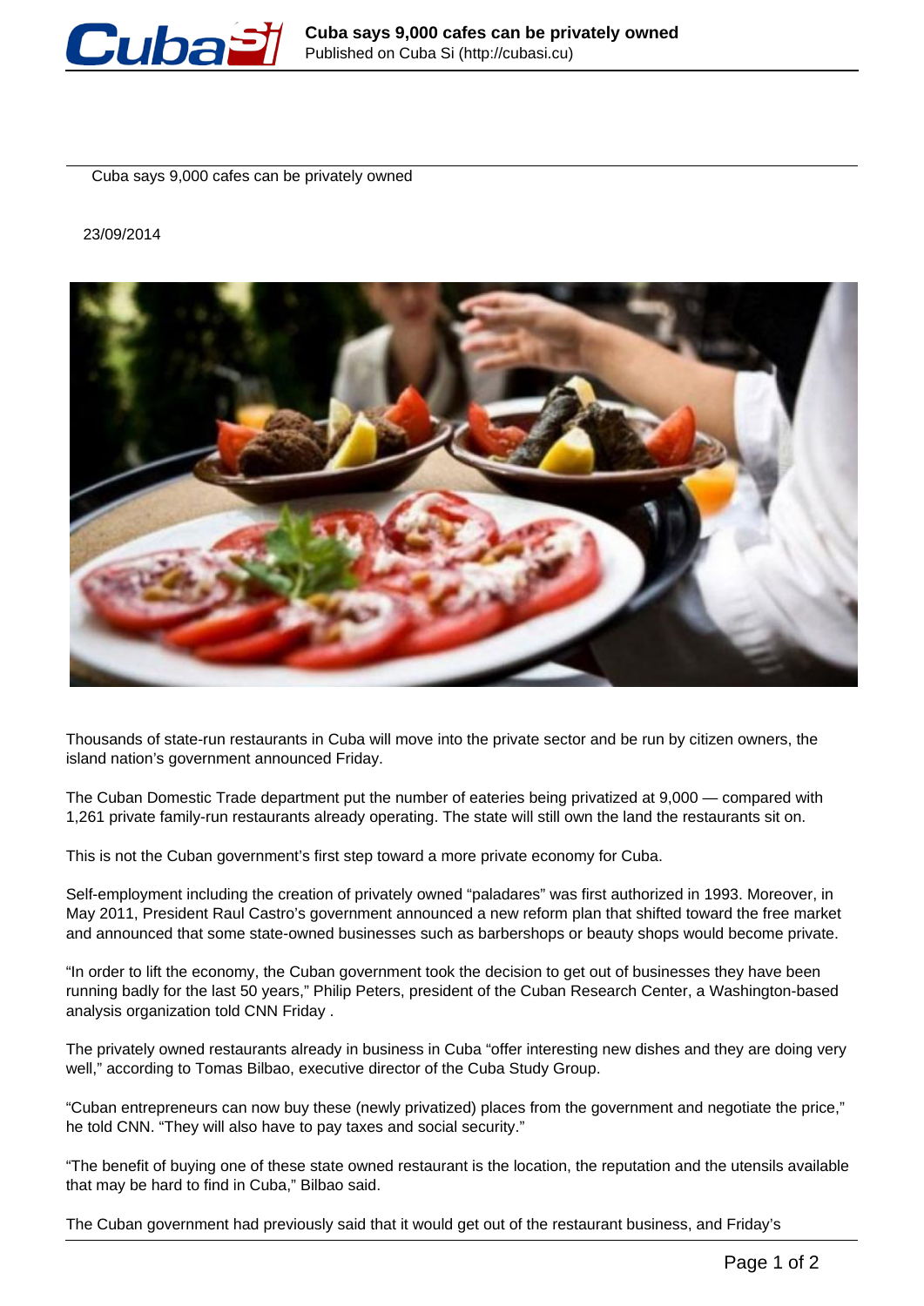# Cuba says 9,000 cafes can be privately owned

23/09/2014

Thousands of state-run restaurants in Cuba will move into the private sector and be run by citizen owners, the island nation's government announced Friday.

The Cuban Domestic Trade department put the number of eateries being privatized at 9,000 — compared with 1,261 private family-run restaurants already operating. The state will still own the land the restaurants sit on.

This is not the Cuban government's first step toward a more private economy for Cuba.

Self-employment including the creation of privately owned "paladares" was first authorized in 1993. Moreover, in May 2011, President Raul Castro's government announced a new reform plan that shifted toward the free market and announced that some state-owned businesses such as barbershops or beauty shops would become private.

"In order to lift the economy, the Cuban government took the decision to get out of businesses they have been running badly for the last 50 years," Philip Peters, president of the Cuban Research Center, a Washington-based analysis organization told CNN Friday .

The privately owned restaurants already in business in Cuba "offer interesting new dishes and they are doing very well," according to Tomas Bilbao, executive director of the Cuba Study Group.

"Cuban entrepreneurs can now buy these (newly privatized) places from the government and negotiate the price," he told CNN. "They will also have to pay taxes and social security."

"The benefit of buying one of these state owned restaurant is the location, the reputation and the utensils available that may be hard to find in Cuba," Bilbao said.

The Cuban government had previously said that it would get out of the restaurant business, and Friday's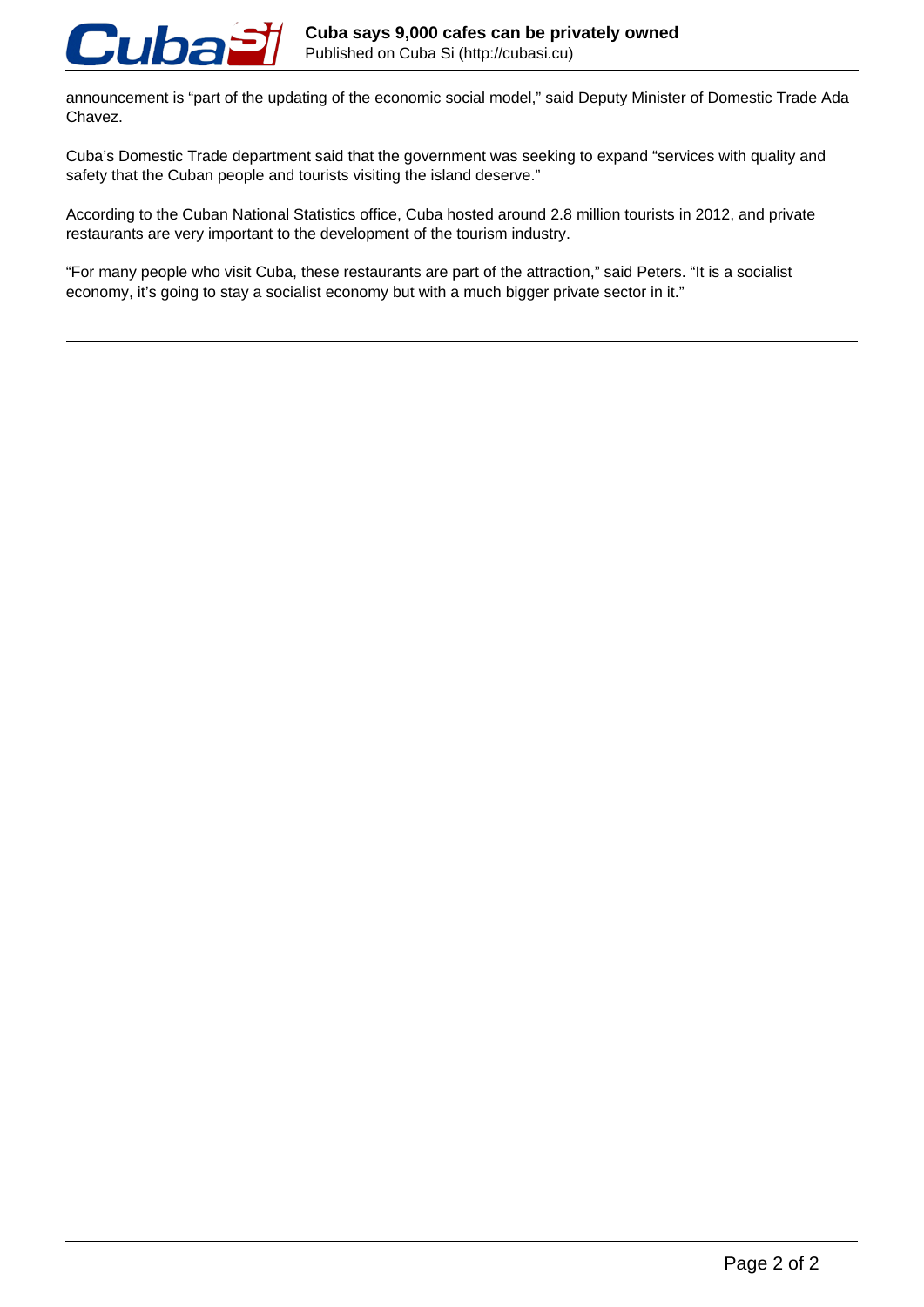announcement is “part of the updating of the economic social model,” said Deputy Minister of Domestic Trade Ada Chavez.

Cuba’s Domestic Trade department said that the government was seeking to expand “services with quality and safety that the Cuban people and tourists visiting the island deserve.”

According to the Cuban National Statistics office, Cuba hosted around 2.8 million tourists in 2012, and private restaurants are very important to the development of the tourism industry.

“For many people who visit Cuba, these restaurants are part of the attraction,” said Peters. “It is a socialist economy, it’s going to stay a socialist economy but with a much bigger private sector in it.”